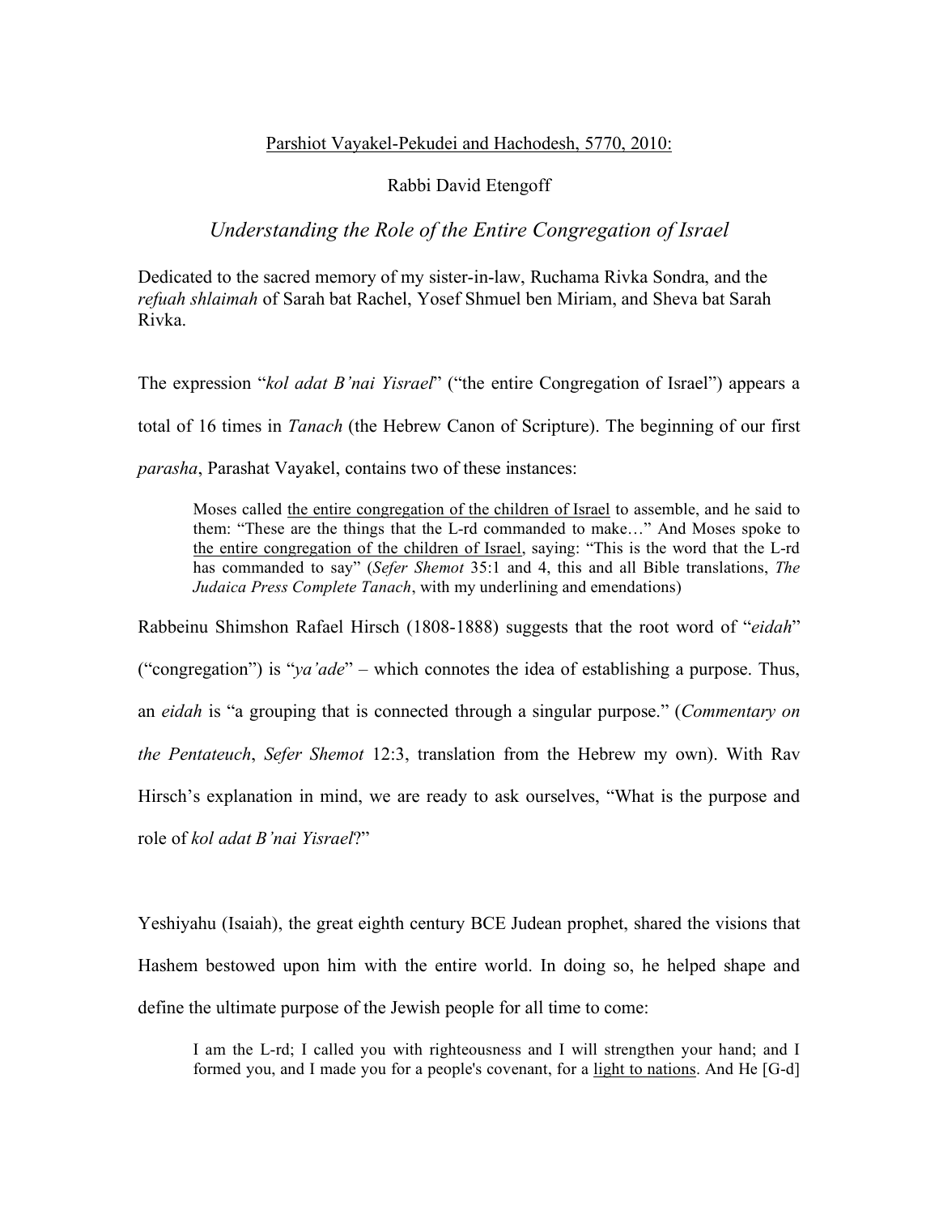Parshiot Vayakel-Pekudei and Hachodesh, 5770, 2010:

Rabbi David Etengoff

*Understanding the Role of the Entire Congregation of Israel*

Dedicated to the sacred memory of my sister-in-law, Ruchama Rivka Sondra, and the *refuah shlaimah* of Sarah bat Rachel, Yosef Shmuel ben Miriam, and Sheva bat Sarah Rivka.

The expression "*kol adat B'nai Yisrael*" ("the entire Congregation of Israel") appears a total of 16 times in *Tanach* (the Hebrew Canon of Scripture). The beginning of our first *parasha*, Parashat Vayakel, contains two of these instances:

> Moses called the entire congregation of the children of Israel to assemble, and he said to them: "These are the things that the L-rd commanded to make…" And Moses spoke to the entire congregation of the children of Israel, saying: "This is the word that the L-rd has commanded to say" (*Sefer Shemot* 35:1 and 4, this and all Bible translations, *The Judaica Press Complete Tanach*, with my underlining and emendations)

Rabbeinu Shimshon Rafael Hirsch (1808-1888) suggests that the root word of "*eidah*" ("congregation") is "*ya'ade*" – which connotes the idea of establishing a purpose. Thus, an *eidah* is "a grouping that is connected through a singular purpose." (*Commentary on the Pentateuch*, *Sefer Shemot* 12:3, translation from the Hebrew my own). With Rav Hirsch's explanation in mind, we are ready to ask ourselves, "What is the purpose and role of *kol adat B'nai Yisrael*?"

Yeshiyahu (Isaiah), the great eighth century BCE Judean prophet, shared the visions that Hashem bestowed upon him with the entire world. In doing so, he helped shape and define the ultimate purpose of the Jewish people for all time to come:

> I am the L-rd; I called you with righteousness and I will strengthen your hand; and I formed you, and I made you for a people's covenant, for a light to nations. And He [G-d]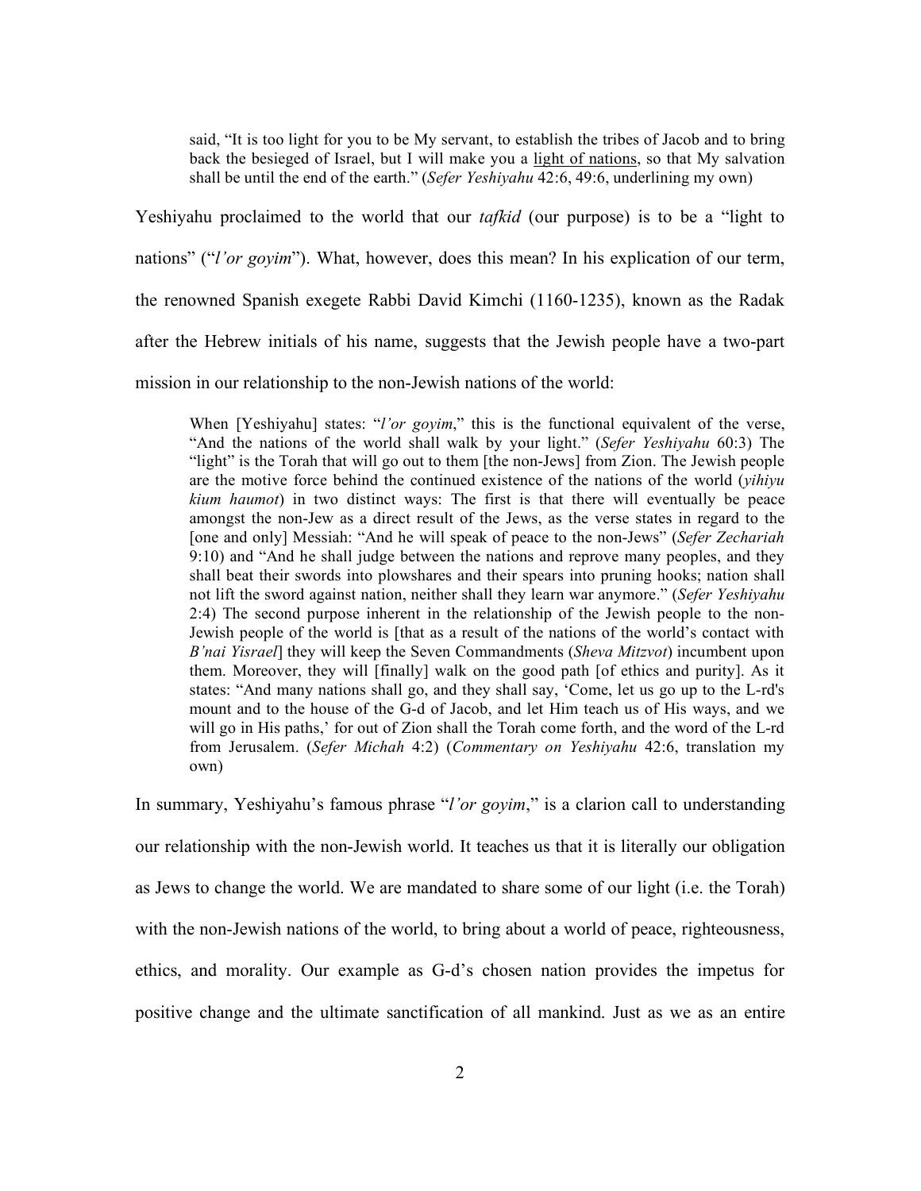> said, "It is too light for you to be My servant, to establish the tribes of Jacob and to bring back the besieged of Israel, but I will make you a <u>light of nations</u>, so that My salvation shall be until the end of the earth." (*Sefer Yeshiyahu* 42:6, 49:6, underlining my own)

Yeshiyahu proclaimed to the world that our *tafkid* (our purpose) is to be a "light to nations" ("*l'or goyim*"). What, however, does this mean? In his explication of our term, the renowned Spanish exegete Rabbi David Kimchi (1160-1235), known as the Radak after the Hebrew initials of his name, suggests that the Jewish people have a two-part mission in our relationship to the non-Jewish nations of the world:

> When [Yeshiyahu] states: "*l'or goyim*," this is the functional equivalent of the verse, "And the nations of the world shall walk by your light." (*Sefer Yeshiyahu* 60:3) The "light" is the Torah that will go out to them [the non-Jews] from Zion. The Jewish people are the motive force behind the continued existence of the nations of the world (*yihiyu kium haumot*) in two distinct ways: The first is that there will eventually be peace amongst the non-Jew as a direct result of the Jews, as the verse states in regard to the [one and only] Messiah: "And he will speak of peace to the non-Jews" (*Sefer Zechariah* 9:10) and "And he shall judge between the nations and reprove many peoples, and they shall beat their swords into plowshares and their spears into pruning hooks; nation shall not lift the sword against nation, neither shall they learn war anymore." (*Sefer Yeshiyahu* 2:4) The second purpose inherent in the relationship of the Jewish people to the non-Jewish people of the world is [that as a result of the nations of the world's contact with *B'nai Yisrael*] they will keep the Seven Commandments (*Sheva Mitzvot*) incumbent upon them. Moreover, they will [finally] walk on the good path [of ethics and purity]. As it states: "And many nations shall go, and they shall say, 'Come, let us go up to the L-rd's mount and to the house of the G-d of Jacob, and let Him teach us of His ways, and we will go in His paths,' for out of Zion shall the Torah come forth, and the word of the L-rd from Jerusalem. (*Sefer Michah* 4:2) (*Commentary on Yeshiyahu* 42:6, translation my own)

In summary, Yeshiyahu's famous phrase "*l'or goyim*," is a clarion call to understanding our relationship with the non-Jewish world. It teaches us that it is literally our obligation as Jews to change the world. We are mandated to share some of our light (i.e. the Torah) with the non-Jewish nations of the world, to bring about a world of peace, righteousness, ethics, and morality. Our example as G-d's chosen nation provides the impetus for positive change and the ultimate sanctification of all mankind. Just as we as an entire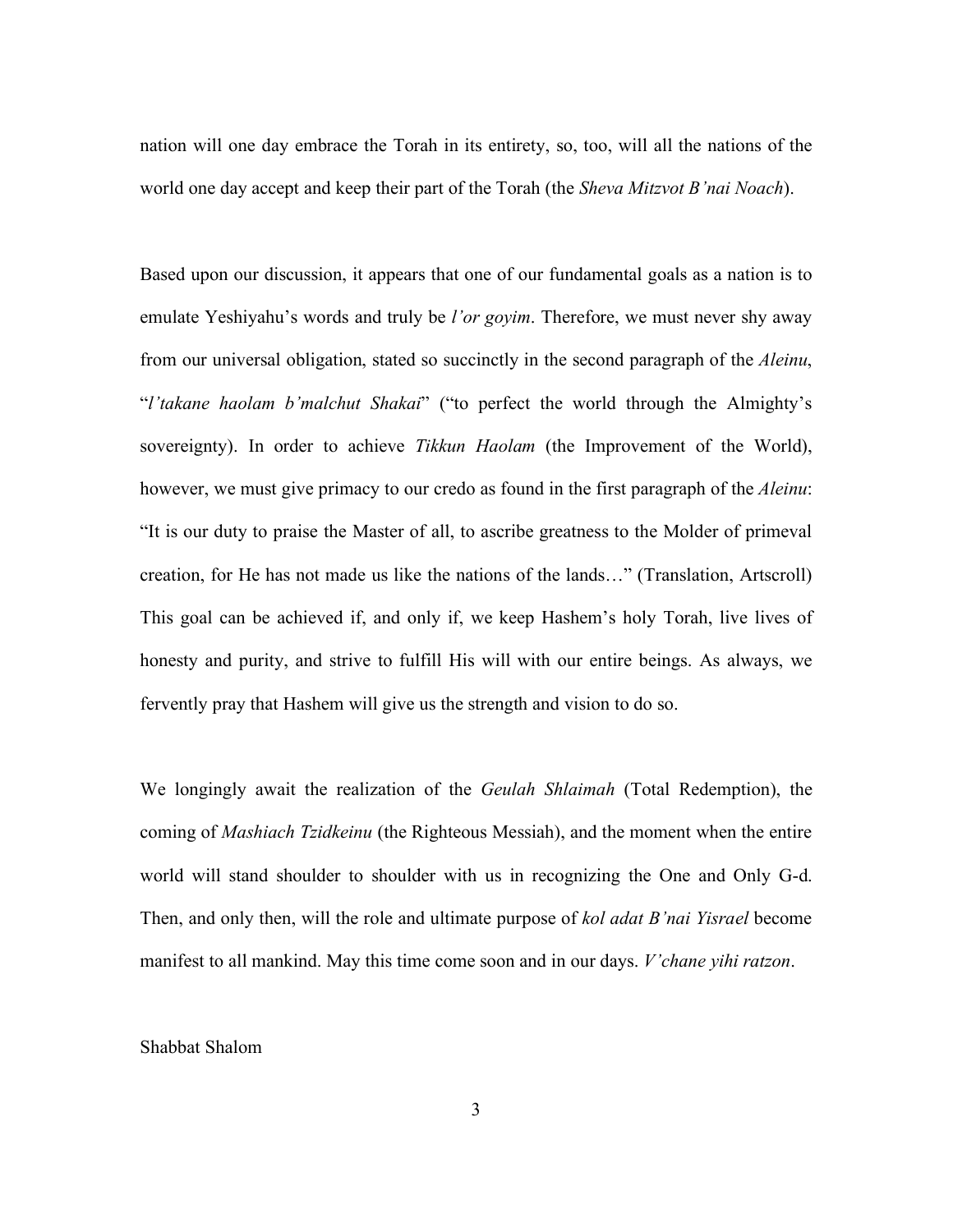nation will one day embrace the Torah in its entirety, so, too, will all the nations of the world one day accept and keep their part of the Torah (the *Sheva Mitzvot B'nai Noach*).

Based upon our discussion, it appears that one of our fundamental goals as a nation is to emulate Yeshiyahu's words and truly be *l'or goyim*. Therefore, we must never shy away from our universal obligation, stated so succinctly in the second paragraph of the *Aleinu*, "*l'takane haolam b'malchut Shakai*" ("to perfect the world through the Almighty's sovereignty). In order to achieve *Tikkun Haolam* (the Improvement of the World), however, we must give primacy to our credo as found in the first paragraph of the *Aleinu*: "It is our duty to praise the Master of all, to ascribe greatness to the Molder of primeval creation, for He has not made us like the nations of the lands…" (Translation, Artscroll) This goal can be achieved if, and only if, we keep Hashem's holy Torah, live lives of honesty and purity, and strive to fulfill His will with our entire beings. As always, we fervently pray that Hashem will give us the strength and vision to do so.

We longingly await the realization of the *Geulah Shlaimah* (Total Redemption), the coming of *Mashiach Tzidkeinu* (the Righteous Messiah), and the moment when the entire world will stand shoulder to shoulder with us in recognizing the One and Only G-d. Then, and only then, will the role and ultimate purpose of *kol adat B'nai Yisrael* become manifest to all mankind. May this time come soon and in our days. *V'chane yihi ratzon*.

Shabbat Shalom